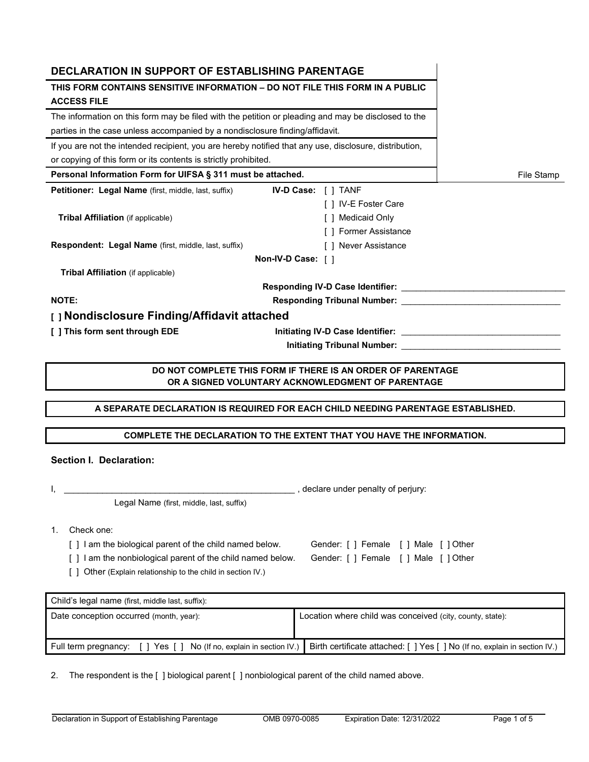# DECLARATION IN SUPPORT OF ESTABLISHING PARENTAGE

**THIS FORM CONTAINS SENSITIVE INFORMATION – DO NOT FILE THIS FORM IN A PUBLIC ACCESS FILE**

The information on this form may be filed with the petition or pleading and may be disclosed to the parties in the case unless accompanied by a nondisclosure finding/affidavit.

If you are not the intended recipient, you are hereby notified that any use, disclosure, distribution, or copying of this form or its contents is strictly prohibited.

**Personal Information Form for UIFSA § 311 must be attached.**

File Stamp

**Petitioner: Legal Name** (first, middle, last, suffix)

**Tribal Affiliation** (if applicable)

**Respondent: Legal Name** (first, middle, last, suffix)

**Tribal Affiliation** (if applicable)

**IV-D Case:** [ ] TANF
[ ] IV-E Foster Care
[ ] Medicaid Only
[ ] Former Assistance
[ ] Never Assistance

**Non-IV-D Case:** [ ]

**Responding IV-D Case Identifier:** ___________________________________

**Responding Tribunal Number:** ___________________________________

**NOTE:**

**[ ] Nondisclosure Finding/Affidavit attached**

**[ ] This form sent through EDE**

**Initiating IV-D Case Identifier:** ___________________________________

**Initiating Tribunal Number:** ___________________________________

**DO NOT COMPLETE THIS FORM IF THERE IS AN ORDER OF PARENTAGE OR A SIGNED VOLUNTARY ACKNOWLEDGMENT OF PARENTAGE**

**A SEPARATE DECLARATION IS REQUIRED FOR EACH CHILD NEEDING PARENTAGE ESTABLISHED.**

**COMPLETE THE DECLARATION TO THE EXTENT THAT YOU HAVE THE INFORMATION.**

## Section I. Declaration:

I, ________________________________________________ , declare under penalty of perjury:
Legal Name (first, middle, last, suffix)

1. Check one:
   - [ ] I am the biological parent of the child named below. Gender: [ ] Female [ ] Male [ ] Other
   - [ ] I am the nonbiological parent of the child named below. Gender: [ ] Female [ ] Male [ ] Other
   - [ ] Other (Explain relationship to the child in section IV.)

| Child's legal name (first, middle last, suffix): | |
|---|---|
| Date conception occurred (month, year): | Location where child was conceived (city, county, state): |
| Full term pregnancy: [ ] Yes [ ] No (If no, explain in section IV.) | Birth certificate attached: [ ] Yes [ ] No (If no, explain in section IV.) |

2. The respondent is the [ ] biological parent [ ] nonbiological parent of the child named above.

Declaration in Support of Establishing Parentage OMB 0970-0085 Expiration Date: 12/31/2022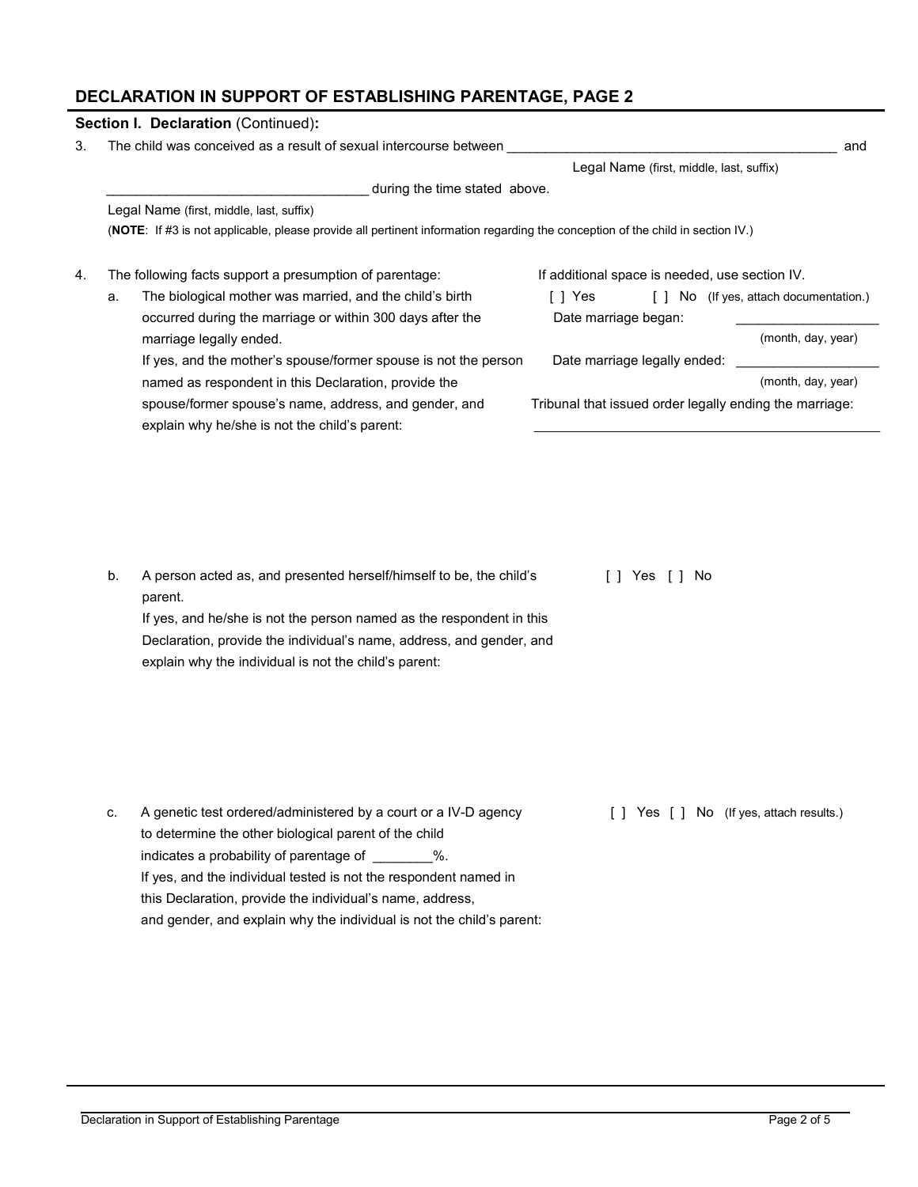## DECLARATION IN SUPPORT OF ESTABLISHING PARENTAGE, PAGE 2

**Section I. Declaration** (Continued)**:**

3. The child was conceived as a result of sexual intercourse between ____________________________________________ and
   Legal Name (first, middle, last, suffix)

   __________________________________ during the time stated above.
   Legal Name (first, middle, last, suffix)

   (**NOTE**: If #3 is not applicable, please provide all pertinent information regarding the conception of the child in section IV.)

4. The following facts support a presumption of parentage: If additional space is needed, use section IV.

   a. The biological mother was married, and the child's birth occurred during the marriage or within 300 days after the marriage legally ended.
      If yes, and the mother's spouse/former spouse is not the person named as respondent in this Declaration, provide the spouse/former spouse's name, address, and gender, and explain why he/she is not the child's parent:

      [ ] Yes [ ] No (If yes, attach documentation.)

      Date marriage began: __________________
      (month, day, year)

      Date marriage legally ended: __________________
      (month, day, year)

      Tribunal that issued order legally ending the marriage:
      ______________________________________________

   b. A person acted as, and presented herself/himself to be, the child's parent.
      If yes, and he/she is not the person named as the respondent in this Declaration, provide the individual's name, address, and gender, and explain why the individual is not the child's parent:

      [ ] Yes [ ] No

   c. A genetic test ordered/administered by a court or a IV-D agency to determine the other biological parent of the child indicates a probability of parentage of ________%.
      If yes, and the individual tested is not the respondent named in this Declaration, provide the individual's name, address, and gender, and explain why the individual is not the child's parent:

      [ ] Yes [ ] No (If yes, attach results.)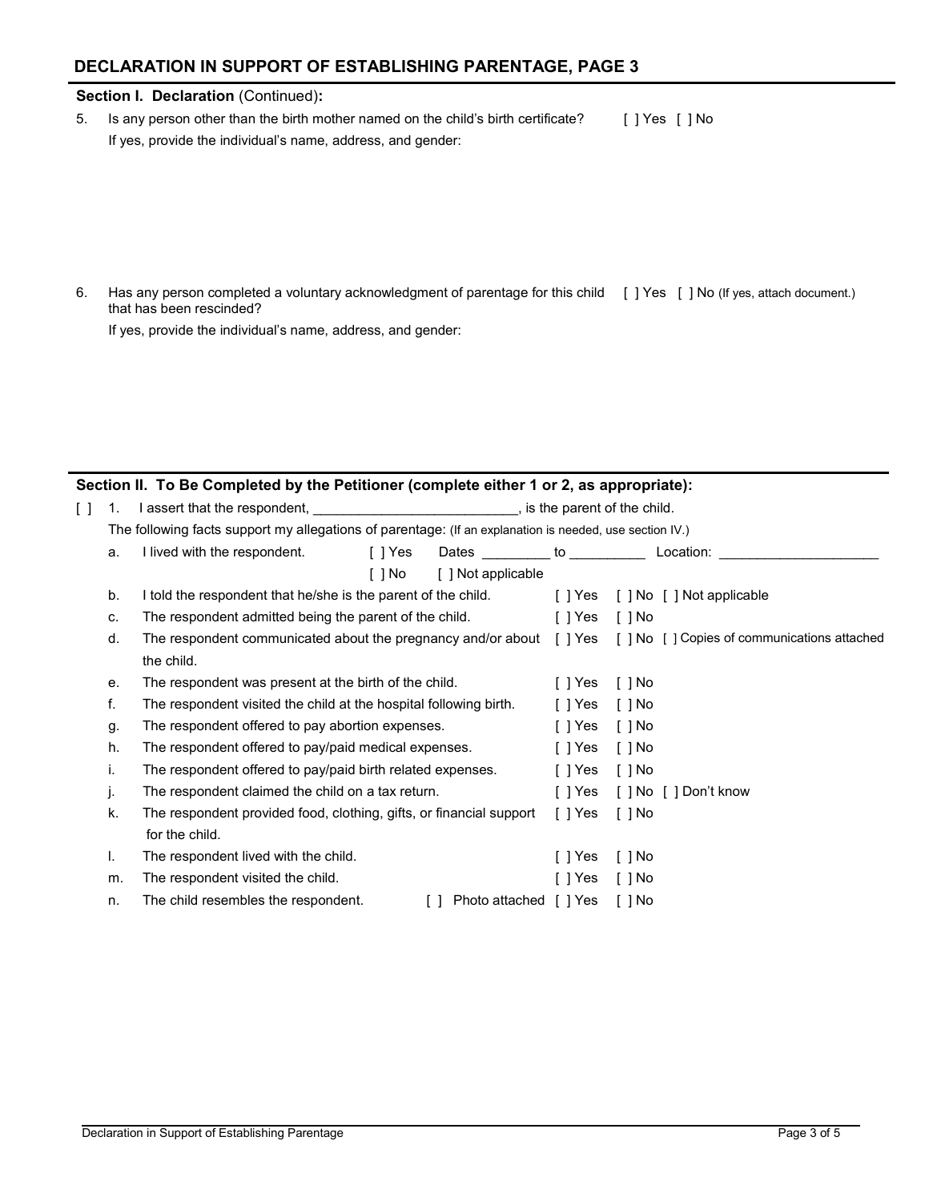## DECLARATION IN SUPPORT OF ESTABLISHING PARENTAGE, PAGE 3

**Section I. Declaration** (Continued)**:**

5. Is any person other than the birth mother named on the child's birth certificate? [ ] Yes [ ] No

   If yes, provide the individual's name, address, and gender:

6. Has any person completed a voluntary acknowledgment of parentage for this child that has been rescinded? [ ] Yes [ ] No (If yes, attach document.)

   If yes, provide the individual's name, address, and gender:

**Section II. To Be Completed by the Petitioner (complete either 1 or 2, as appropriate):**

[ ] 1. I assert that the respondent, __________________________, is the parent of the child.

The following facts support my allegations of parentage: (If an explanation is needed, use section IV.)

a. I lived with the respondent. [ ] Yes Dates ________ to _________ Location: ____________________
   [ ] No [ ] Not applicable

b. I told the respondent that he/she is the parent of the child. [ ] Yes [ ] No [ ] Not applicable

c. The respondent admitted being the parent of the child. [ ] Yes [ ] No

d. The respondent communicated about the pregnancy and/or about the child. [ ] Yes [ ] No [ ] Copies of communications attached

e. The respondent was present at the birth of the child. [ ] Yes [ ] No

f. The respondent visited the child at the hospital following birth. [ ] Yes [ ] No

g. The respondent offered to pay abortion expenses. [ ] Yes [ ] No

h. The respondent offered to pay/paid medical expenses. [ ] Yes [ ] No

i. The respondent offered to pay/paid birth related expenses. [ ] Yes [ ] No

j. The respondent claimed the child on a tax return. [ ] Yes [ ] No [ ] Don't know

k. The respondent provided food, clothing, gifts, or financial support for the child. [ ] Yes [ ] No

l. The respondent lived with the child. [ ] Yes [ ] No

m. The respondent visited the child. [ ] Yes [ ] No

n. The child resembles the respondent. [ ] Photo attached [ ] Yes [ ] No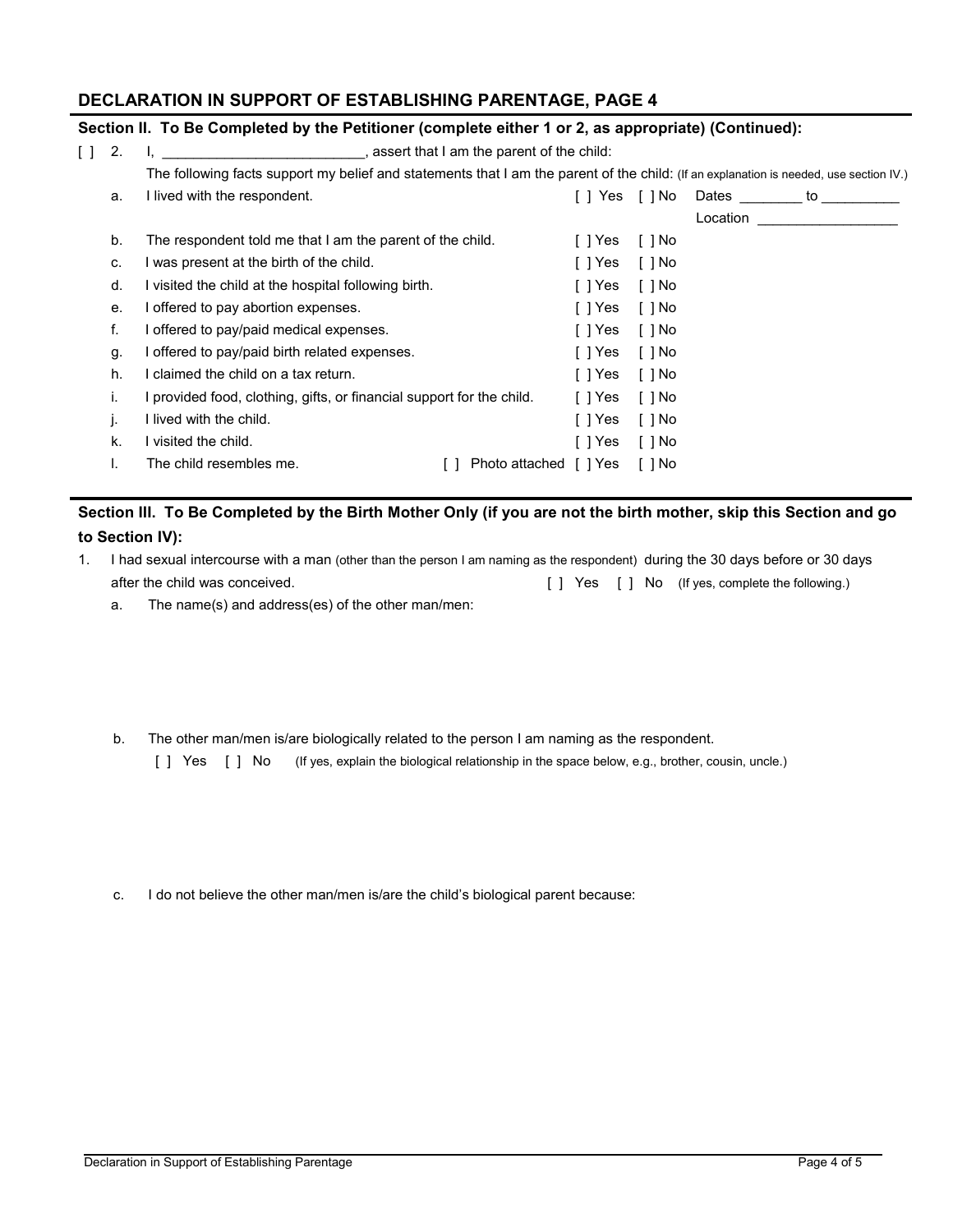## DECLARATION IN SUPPORT OF ESTABLISHING PARENTAGE, PAGE 4

### Section II. To Be Completed by the Petitioner (complete either 1 or 2, as appropriate) (Continued):

[ ] 2. I, _________________________, assert that I am the parent of the child:

The following facts support my belief and statements that I am the parent of the child: (If an explanation is needed, use section IV.)

| | | | | |
|---|---|---|---|---|
| a. | I lived with the respondent. | [ ] Yes | [ ] No | Dates ________ to __________<br>Location __________________ |
| b. | The respondent told me that I am the parent of the child. | [ ] Yes | [ ] No | |
| c. | I was present at the birth of the child. | [ ] Yes | [ ] No | |
| d. | I visited the child at the hospital following birth. | [ ] Yes | [ ] No | |
| e. | I offered to pay abortion expenses. | [ ] Yes | [ ] No | |
| f. | I offered to pay/paid medical expenses. | [ ] Yes | [ ] No | |
| g. | I offered to pay/paid birth related expenses. | [ ] Yes | [ ] No | |
| h. | I claimed the child on a tax return. | [ ] Yes | [ ] No | |
| i. | I provided food, clothing, gifts, or financial support for the child. | [ ] Yes | [ ] No | |
| j. | I lived with the child. | [ ] Yes | [ ] No | |
| k. | I visited the child. | [ ] Yes | [ ] No | |
| l. | The child resembles me. [ ] Photo attached | [ ] Yes | [ ] No | |

### Section III. To Be Completed by the Birth Mother Only (if you are not the birth mother, skip this Section and go to Section IV):

1. I had sexual intercourse with a man (other than the person I am naming as the respondent) during the 30 days before or 30 days after the child was conceived. [ ] Yes [ ] No (If yes, complete the following.)

   a. The name(s) and address(es) of the other man/men:

   b. The other man/men is/are biologically related to the person I am naming as the respondent.
      [ ] Yes [ ] No (If yes, explain the biological relationship in the space below, e.g., brother, cousin, uncle.)

   c. I do not believe the other man/men is/are the child's biological parent because: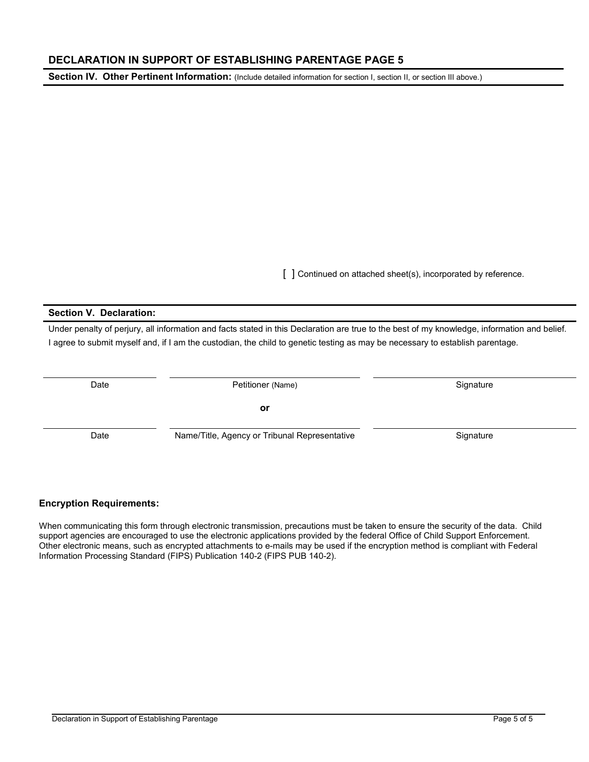## DECLARATION IN SUPPORT OF ESTABLISHING PARENTAGE PAGE 5

**Section IV. Other Pertinent Information:** (Include detailed information for section I, section II, or section III above.)

[ ] Continued on attached sheet(s), incorporated by reference.

**Section V. Declaration:**

Under penalty of perjury, all information and facts stated in this Declaration are true to the best of my knowledge, information and belief.
I agree to submit myself and, if I am the custodian, the child to genetic testing as may be necessary to establish parentage.

| Date | Petitioner (Name) | Signature |
|---|---|---|
| | **or** | |
| Date | Name/Title, Agency or Tribunal Representative | Signature |

**Encryption Requirements:**

When communicating this form through electronic transmission, precautions must be taken to ensure the security of the data. Child support agencies are encouraged to use the electronic applications provided by the federal Office of Child Support Enforcement. Other electronic means, such as encrypted attachments to e-mails may be used if the encryption method is compliant with Federal Information Processing Standard (FIPS) Publication 140-2 (FIPS PUB 140-2).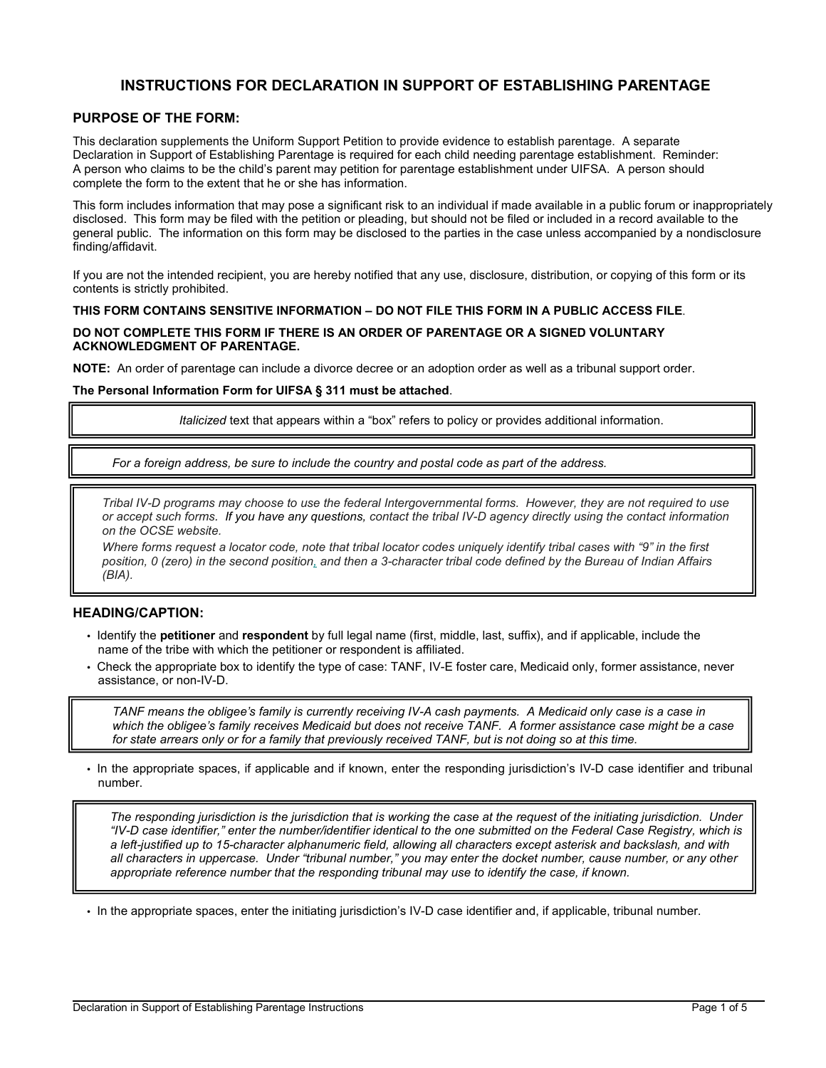# INSTRUCTIONS FOR DECLARATION IN SUPPORT OF ESTABLISHING PARENTAGE

## PURPOSE OF THE FORM:

This declaration supplements the Uniform Support Petition to provide evidence to establish parentage. A separate Declaration in Support of Establishing Parentage is required for each child needing parentage establishment. Reminder: A person who claims to be the child's parent may petition for parentage establishment under UIFSA. A person should complete the form to the extent that he or she has information.

This form includes information that may pose a significant risk to an individual if made available in a public forum or inappropriately disclosed. This form may be filed with the petition or pleading, but should not be filed or included in a record available to the general public. The information on this form may be disclosed to the parties in the case unless accompanied by a nondisclosure finding/affidavit.

If you are not the intended recipient, you are hereby notified that any use, disclosure, distribution, or copying of this form or its contents is strictly prohibited.

**THIS FORM CONTAINS SENSITIVE INFORMATION – DO NOT FILE THIS FORM IN A PUBLIC ACCESS FILE**.

**DO NOT COMPLETE THIS FORM IF THERE IS AN ORDER OF PARENTAGE OR A SIGNED VOLUNTARY ACKNOWLEDGMENT OF PARENTAGE.**

**NOTE:** An order of parentage can include a divorce decree or an adoption order as well as a tribunal support order.

**The Personal Information Form for UIFSA § 311 must be attached**.

> *Italicized* text that appears within a "box" refers to policy or provides additional information.

> *For a foreign address, be sure to include the country and postal code as part of the address.*

> *Tribal IV-D programs may choose to use the federal Intergovernmental forms. However, they are not required to use or accept such forms.* If you have any questions, *contact the tribal IV-D agency directly using the contact information on the OCSE website.*
>
> *Where forms request a locator code, note that tribal locator codes uniquely identify tribal cases with "9" in the first position, 0 (zero) in the second position, and then a 3-character tribal code defined by the Bureau of Indian Affairs (BIA).*

## HEADING/CAPTION:

- Identify the **petitioner** and **respondent** by full legal name (first, middle, last, suffix), and if applicable, include the name of the tribe with which the petitioner or respondent is affiliated.
- Check the appropriate box to identify the type of case: TANF, IV-E foster care, Medicaid only, former assistance, never assistance, or non-IV-D.

> *TANF means the obligee's family is currently receiving IV-A cash payments. A Medicaid only case is a case in which the obligee's family receives Medicaid but does not receive TANF. A former assistance case might be a case for state arrears only or for a family that previously received TANF, but is not doing so at this time.*

- In the appropriate spaces, if applicable and if known, enter the responding jurisdiction's IV-D case identifier and tribunal number.

> *The responding jurisdiction is the jurisdiction that is working the case at the request of the initiating jurisdiction. Under "IV-D case identifier," enter the number/identifier identical to the one submitted on the Federal Case Registry, which is a left-justified up to 15-character alphanumeric field, allowing all characters except asterisk and backslash, and with all characters in uppercase. Under "tribunal number," you may enter the docket number, cause number, or any other appropriate reference number that the responding tribunal may use to identify the case, if known.*

- In the appropriate spaces, enter the initiating jurisdiction's IV-D case identifier and, if applicable, tribunal number.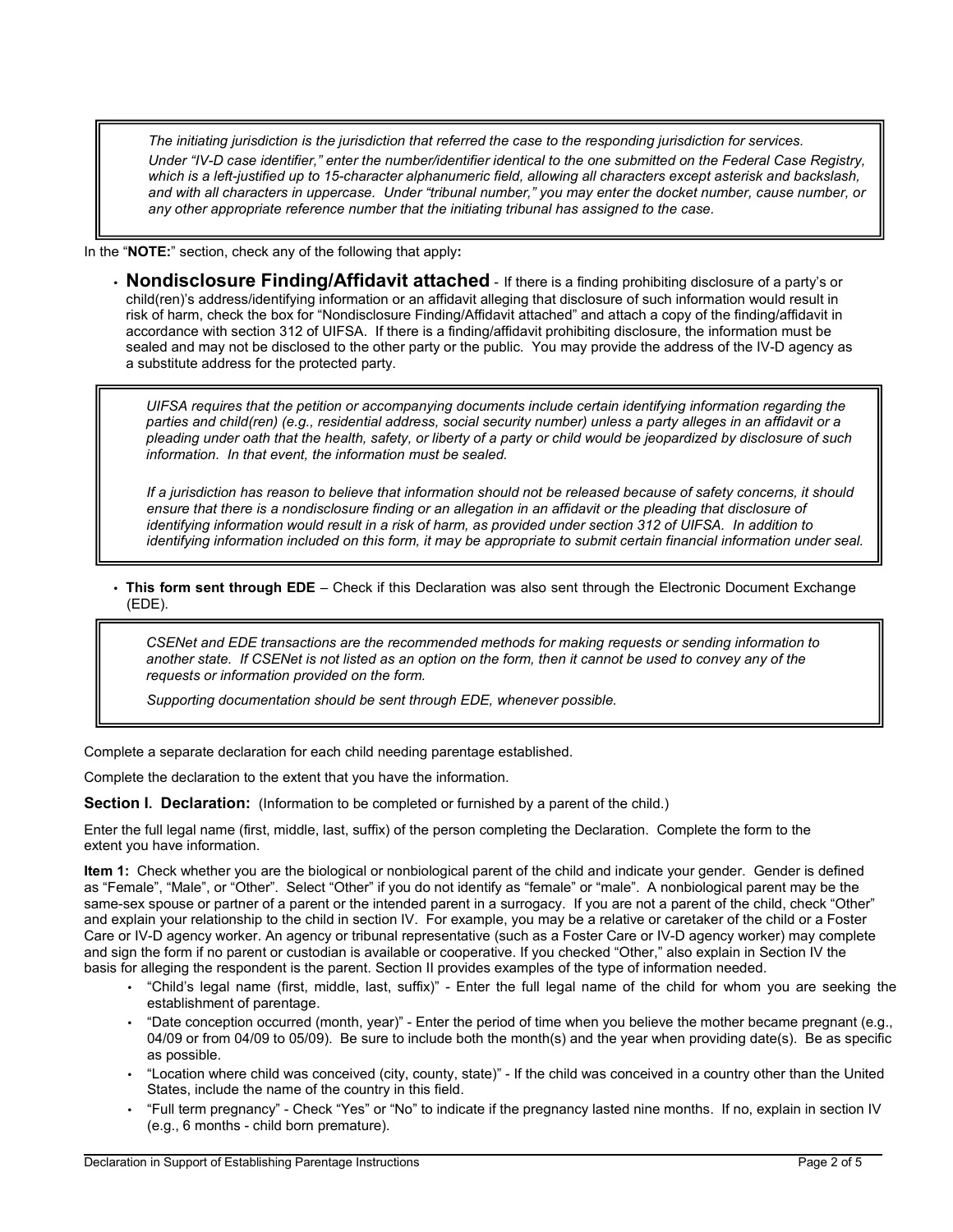> *The initiating jurisdiction is the jurisdiction that referred the case to the responding jurisdiction for services.*
>
> *Under "IV-D case identifier," enter the number/identifier identical to the one submitted on the Federal Case Registry, which is a left-justified up to 15-character alphanumeric field, allowing all characters except asterisk and backslash, and with all characters in uppercase. Under "tribunal number," you may enter the docket number, cause number, or any other appropriate reference number that the initiating tribunal has assigned to the case.*

In the "**NOTE:**" section, check any of the following that apply**:**

- **Nondisclosure Finding/Affidavit attached** - If there is a finding prohibiting disclosure of a party's or child(ren)'s address/identifying information or an affidavit alleging that disclosure of such information would result in risk of harm, check the box for "Nondisclosure Finding/Affidavit attached" and attach a copy of the finding/affidavit in accordance with section 312 of UIFSA. If there is a finding/affidavit prohibiting disclosure, the information must be sealed and may not be disclosed to the other party or the public. You may provide the address of the IV-D agency as a substitute address for the protected party.

> *UIFSA requires that the petition or accompanying documents include certain identifying information regarding the parties and child(ren) (e.g., residential address, social security number) unless a party alleges in an affidavit or a pleading under oath that the health, safety, or liberty of a party or child would be jeopardized by disclosure of such information. In that event, the information must be sealed.*
>
> *If a jurisdiction has reason to believe that information should not be released because of safety concerns, it should ensure that there is a nondisclosure finding or an allegation in an affidavit or the pleading that disclosure of identifying information would result in a risk of harm, as provided under section 312 of UIFSA. In addition to identifying information included on this form, it may be appropriate to submit certain financial information under seal.*

- **This form sent through EDE** – Check if this Declaration was also sent through the Electronic Document Exchange (EDE).

> *CSENet and EDE transactions are the recommended methods for making requests or sending information to another state. If CSENet is not listed as an option on the form, then it cannot be used to convey any of the requests or information provided on the form.*
>
> *Supporting documentation should be sent through EDE, whenever possible.*

Complete a separate declaration for each child needing parentage established.

Complete the declaration to the extent that you have the information.

**Section I. Declaration:** (Information to be completed or furnished by a parent of the child.)

Enter the full legal name (first, middle, last, suffix) of the person completing the Declaration. Complete the form to the extent you have information.

**Item 1:** Check whether you are the biological or nonbiological parent of the child and indicate your gender. Gender is defined as "Female", "Male", or "Other". Select "Other" if you do not identify as "female" or "male". A nonbiological parent may be the same-sex spouse or partner of a parent or the intended parent in a surrogacy. If you are not a parent of the child, check "Other" and explain your relationship to the child in section IV. For example, you may be a relative or caretaker of the child or a Foster Care or IV-D agency worker. An agency or tribunal representative (such as a Foster Care or IV-D agency worker) may complete and sign the form if no parent or custodian is available or cooperative. If you checked "Other," also explain in Section IV the basis for alleging the respondent is the parent. Section II provides examples of the type of information needed.

- "Child's legal name (first, middle, last, suffix)" - Enter the full legal name of the child for whom you are seeking the establishment of parentage.
- "Date conception occurred (month, year)" - Enter the period of time when you believe the mother became pregnant (e.g., 04/09 or from 04/09 to 05/09). Be sure to include both the month(s) and the year when providing date(s). Be as specific as possible.
- "Location where child was conceived (city, county, state)" - If the child was conceived in a country other than the United States, include the name of the country in this field.
- "Full term pregnancy" - Check "Yes" or "No" to indicate if the pregnancy lasted nine months. If no, explain in section IV (e.g., 6 months - child born premature).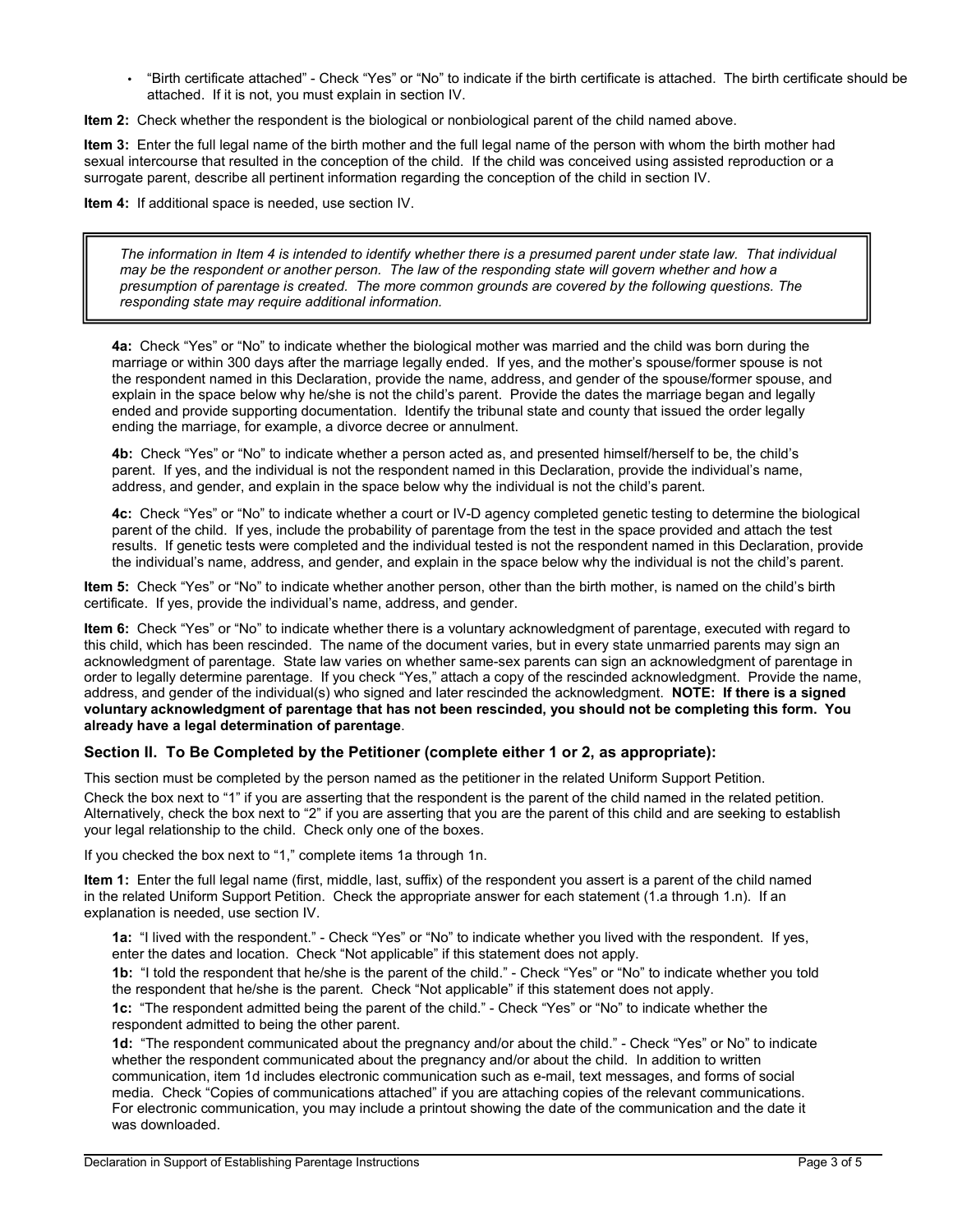- "Birth certificate attached" - Check "Yes" or "No" to indicate if the birth certificate is attached. The birth certificate should be attached. If it is not, you must explain in section IV.

**Item 2:** Check whether the respondent is the biological or nonbiological parent of the child named above.

**Item 3:** Enter the full legal name of the birth mother and the full legal name of the person with whom the birth mother had sexual intercourse that resulted in the conception of the child. If the child was conceived using assisted reproduction or a surrogate parent, describe all pertinent information regarding the conception of the child in section IV.

**Item 4:** If additional space is needed, use section IV.

> *The information in Item 4 is intended to identify whether there is a presumed parent under state law. That individual may be the respondent or another person. The law of the responding state will govern whether and how a presumption of parentage is created. The more common grounds are covered by the following questions. The responding state may require additional information.*

**4a:** Check "Yes" or "No" to indicate whether the biological mother was married and the child was born during the marriage or within 300 days after the marriage legally ended. If yes, and the mother's spouse/former spouse is not the respondent named in this Declaration, provide the name, address, and gender of the spouse/former spouse, and explain in the space below why he/she is not the child's parent. Provide the dates the marriage began and legally ended and provide supporting documentation. Identify the tribunal state and county that issued the order legally ending the marriage, for example, a divorce decree or annulment.

**4b:** Check "Yes" or "No" to indicate whether a person acted as, and presented himself/herself to be, the child's parent. If yes, and the individual is not the respondent named in this Declaration, provide the individual's name, address, and gender, and explain in the space below why the individual is not the child's parent.

**4c:** Check "Yes" or "No" to indicate whether a court or IV-D agency completed genetic testing to determine the biological parent of the child. If yes, include the probability of parentage from the test in the space provided and attach the test results. If genetic tests were completed and the individual tested is not the respondent named in this Declaration, provide the individual's name, address, and gender, and explain in the space below why the individual is not the child's parent.

**Item 5:** Check "Yes" or "No" to indicate whether another person, other than the birth mother, is named on the child's birth certificate. If yes, provide the individual's name, address, and gender.

**Item 6:** Check "Yes" or "No" to indicate whether there is a voluntary acknowledgment of parentage, executed with regard to this child, which has been rescinded. The name of the document varies, but in every state unmarried parents may sign an acknowledgment of parentage. State law varies on whether same-sex parents can sign an acknowledgment of parentage in order to legally determine parentage. If you check "Yes," attach a copy of the rescinded acknowledgment. Provide the name, address, and gender of the individual(s) who signed and later rescinded the acknowledgment. **NOTE: If there is a signed voluntary acknowledgment of parentage that has not been rescinded, you should not be completing this form. You already have a legal determination of parentage**.

### Section II. To Be Completed by the Petitioner (complete either 1 or 2, as appropriate):

This section must be completed by the person named as the petitioner in the related Uniform Support Petition.

Check the box next to "1" if you are asserting that the respondent is the parent of the child named in the related petition. Alternatively, check the box next to "2" if you are asserting that you are the parent of this child and are seeking to establish your legal relationship to the child. Check only one of the boxes.

If you checked the box next to "1," complete items 1a through 1n.

**Item 1:** Enter the full legal name (first, middle, last, suffix) of the respondent you assert is a parent of the child named in the related Uniform Support Petition. Check the appropriate answer for each statement (1.a through 1.n). If an explanation is needed, use section IV.

**1a:** "I lived with the respondent." - Check "Yes" or "No" to indicate whether you lived with the respondent. If yes, enter the dates and location. Check "Not applicable" if this statement does not apply.

**1b:** "I told the respondent that he/she is the parent of the child." - Check "Yes" or "No" to indicate whether you told the respondent that he/she is the parent. Check "Not applicable" if this statement does not apply.

**1c:** "The respondent admitted being the parent of the child." - Check "Yes" or "No" to indicate whether the respondent admitted to being the other parent.

**1d:** "The respondent communicated about the pregnancy and/or about the child." - Check "Yes" or No" to indicate whether the respondent communicated about the pregnancy and/or about the child. In addition to written communication, item 1d includes electronic communication such as e-mail, text messages, and forms of social media. Check "Copies of communications attached" if you are attaching copies of the relevant communications. For electronic communication, you may include a printout showing the date of the communication and the date it was downloaded.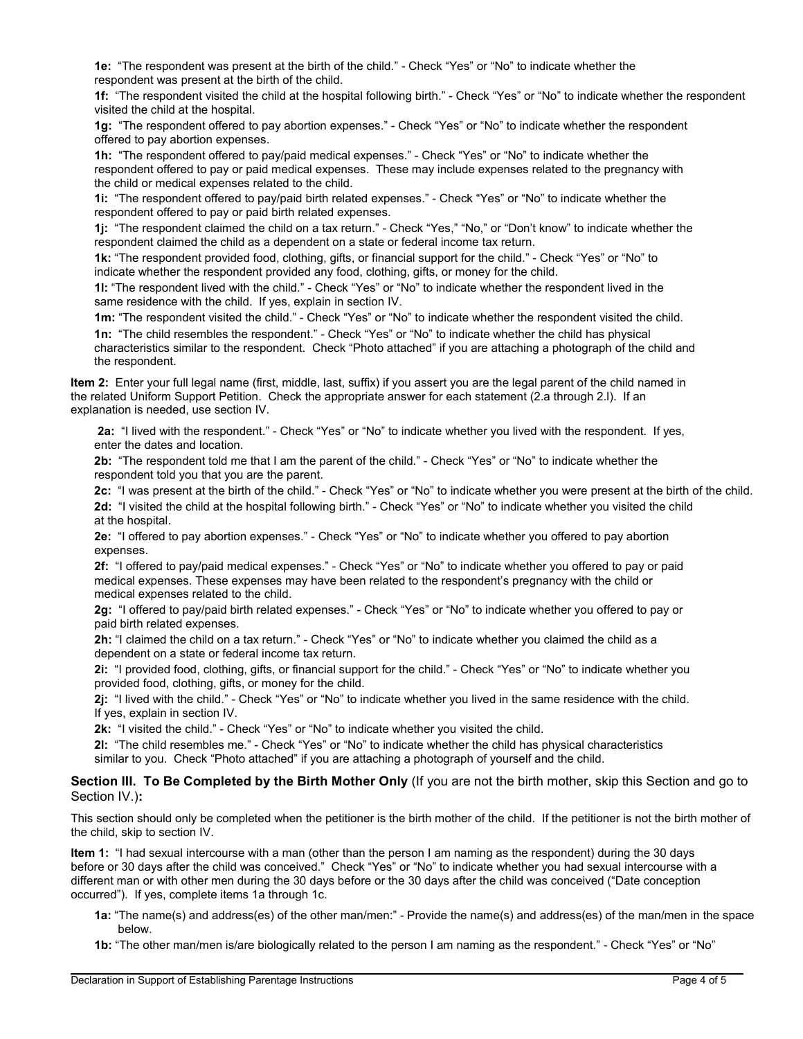**1e:** "The respondent was present at the birth of the child." - Check "Yes" or "No" to indicate whether the respondent was present at the birth of the child.

**1f:** "The respondent visited the child at the hospital following birth." - Check "Yes" or "No" to indicate whether the respondent visited the child at the hospital.

**1g:** "The respondent offered to pay abortion expenses." - Check "Yes" or "No" to indicate whether the respondent offered to pay abortion expenses.

**1h:** "The respondent offered to pay/paid medical expenses." - Check "Yes" or "No" to indicate whether the respondent offered to pay or paid medical expenses. These may include expenses related to the pregnancy with the child or medical expenses related to the child.

**1i:** "The respondent offered to pay/paid birth related expenses." - Check "Yes" or "No" to indicate whether the respondent offered to pay or paid birth related expenses.

**1j:** "The respondent claimed the child on a tax return." - Check "Yes," "No," or "Don't know" to indicate whether the respondent claimed the child as a dependent on a state or federal income tax return.

**1k:** "The respondent provided food, clothing, gifts, or financial support for the child." - Check "Yes" or "No" to indicate whether the respondent provided any food, clothing, gifts, or money for the child.

**1l:** "The respondent lived with the child." - Check "Yes" or "No" to indicate whether the respondent lived in the same residence with the child. If yes, explain in section IV.

**1m:** "The respondent visited the child." - Check "Yes" or "No" to indicate whether the respondent visited the child.

**1n:** "The child resembles the respondent." - Check "Yes" or "No" to indicate whether the child has physical characteristics similar to the respondent. Check "Photo attached" if you are attaching a photograph of the child and the respondent.

**Item 2:** Enter your full legal name (first, middle, last, suffix) if you assert you are the legal parent of the child named in the related Uniform Support Petition. Check the appropriate answer for each statement (2.a through 2.l). If an explanation is needed, use section IV.

**2a:** "I lived with the respondent." - Check "Yes" or "No" to indicate whether you lived with the respondent. If yes, enter the dates and location.

**2b:** "The respondent told me that I am the parent of the child." - Check "Yes" or "No" to indicate whether the respondent told you that you are the parent.

**2c:** "I was present at the birth of the child." - Check "Yes" or "No" to indicate whether you were present at the birth of the child.

**2d:** "I visited the child at the hospital following birth." - Check "Yes" or "No" to indicate whether you visited the child at the hospital.

**2e:** "I offered to pay abortion expenses." - Check "Yes" or "No" to indicate whether you offered to pay abortion expenses.

**2f:** "I offered to pay/paid medical expenses." - Check "Yes" or "No" to indicate whether you offered to pay or paid medical expenses. These expenses may have been related to the respondent's pregnancy with the child or medical expenses related to the child.

**2g:** "I offered to pay/paid birth related expenses." - Check "Yes" or "No" to indicate whether you offered to pay or paid birth related expenses.

**2h:** "I claimed the child on a tax return." - Check "Yes" or "No" to indicate whether you claimed the child as a dependent on a state or federal income tax return.

**2i:** "I provided food, clothing, gifts, or financial support for the child." - Check "Yes" or "No" to indicate whether you provided food, clothing, gifts, or money for the child.

**2j:** "I lived with the child." - Check "Yes" or "No" to indicate whether you lived in the same residence with the child. If yes, explain in section IV.

**2k:** "I visited the child." - Check "Yes" or "No" to indicate whether you visited the child.

**2l:** "The child resembles me." - Check "Yes" or "No" to indicate whether the child has physical characteristics similar to you. Check "Photo attached" if you are attaching a photograph of yourself and the child.

## Section III. To Be Completed by the Birth Mother Only (If you are not the birth mother, skip this Section and go to Section IV.):

This section should only be completed when the petitioner is the birth mother of the child. If the petitioner is not the birth mother of the child, skip to section IV.

**Item 1:** "I had sexual intercourse with a man (other than the person I am naming as the respondent) during the 30 days before or 30 days after the child was conceived." Check "Yes" or "No" to indicate whether you had sexual intercourse with a different man or with other men during the 30 days before or the 30 days after the child was conceived ("Date conception occurred"). If yes, complete items 1a through 1c.

**1a:** "The name(s) and address(es) of the other man/men:" - Provide the name(s) and address(es) of the man/men in the space below.

**1b:** "The other man/men is/are biologically related to the person I am naming as the respondent." - Check "Yes" or "No"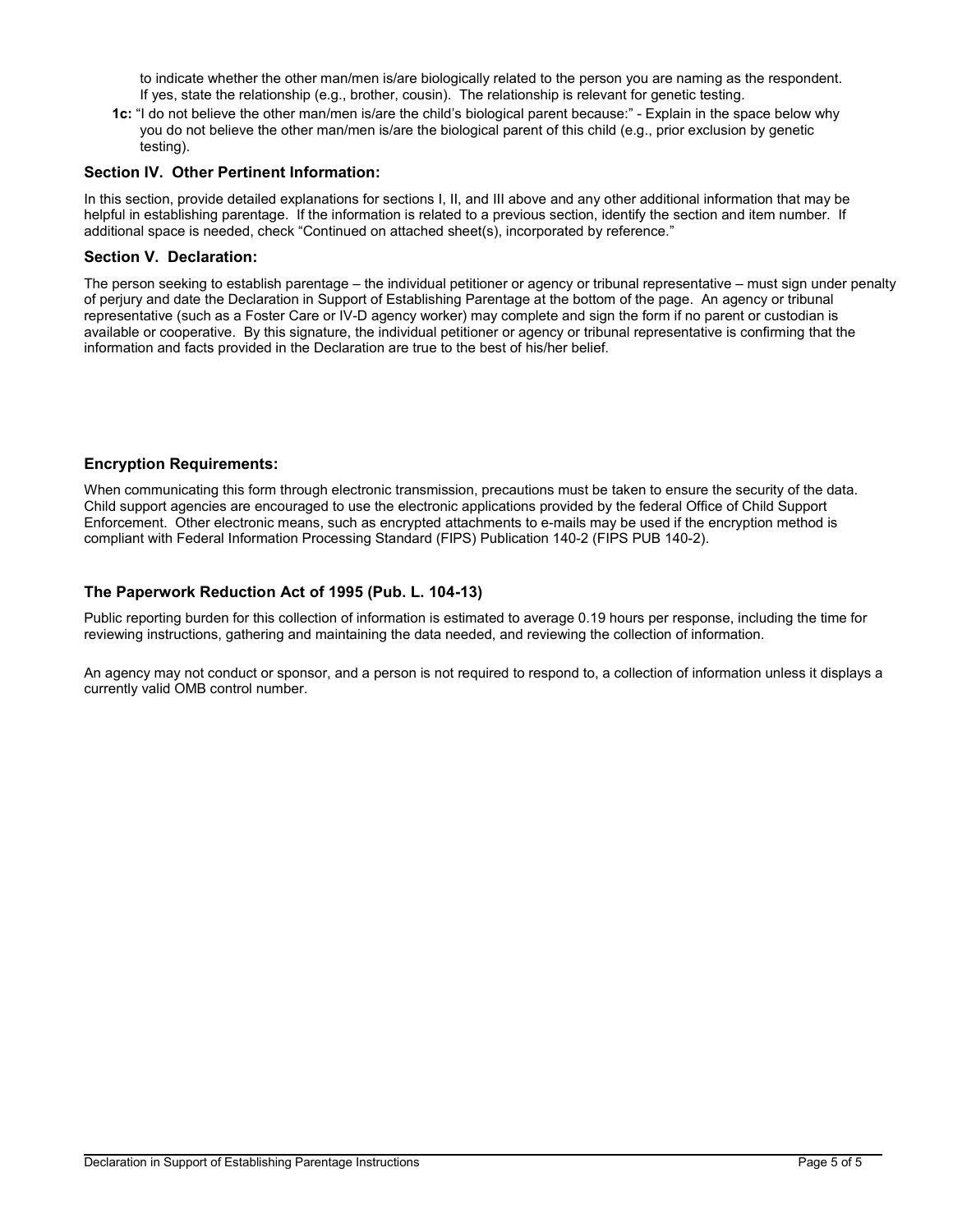to indicate whether the other man/men is/are biologically related to the person you are naming as the respondent. If yes, state the relationship (e.g., brother, cousin). The relationship is relevant for genetic testing.

**1c:** "I do not believe the other man/men is/are the child's biological parent because:" - Explain in the space below why you do not believe the other man/men is/are the biological parent of this child (e.g., prior exclusion by genetic testing).

### Section IV. Other Pertinent Information:

In this section, provide detailed explanations for sections I, II, and III above and any other additional information that may be helpful in establishing parentage. If the information is related to a previous section, identify the section and item number. If additional space is needed, check "Continued on attached sheet(s), incorporated by reference."

### Section V. Declaration:

The person seeking to establish parentage – the individual petitioner or agency or tribunal representative – must sign under penalty of perjury and date the Declaration in Support of Establishing Parentage at the bottom of the page. An agency or tribunal representative (such as a Foster Care or IV-D agency worker) may complete and sign the form if no parent or custodian is available or cooperative. By this signature, the individual petitioner or agency or tribunal representative is confirming that the information and facts provided in the Declaration are true to the best of his/her belief.

### Encryption Requirements:

When communicating this form through electronic transmission, precautions must be taken to ensure the security of the data. Child support agencies are encouraged to use the electronic applications provided by the federal Office of Child Support Enforcement. Other electronic means, such as encrypted attachments to e-mails may be used if the encryption method is compliant with Federal Information Processing Standard (FIPS) Publication 140-2 (FIPS PUB 140-2).

### The Paperwork Reduction Act of 1995 (Pub. L. 104-13)

Public reporting burden for this collection of information is estimated to average 0.19 hours per response, including the time for reviewing instructions, gathering and maintaining the data needed, and reviewing the collection of information.

An agency may not conduct or sponsor, and a person is not required to respond to, a collection of information unless it displays a currently valid OMB control number.